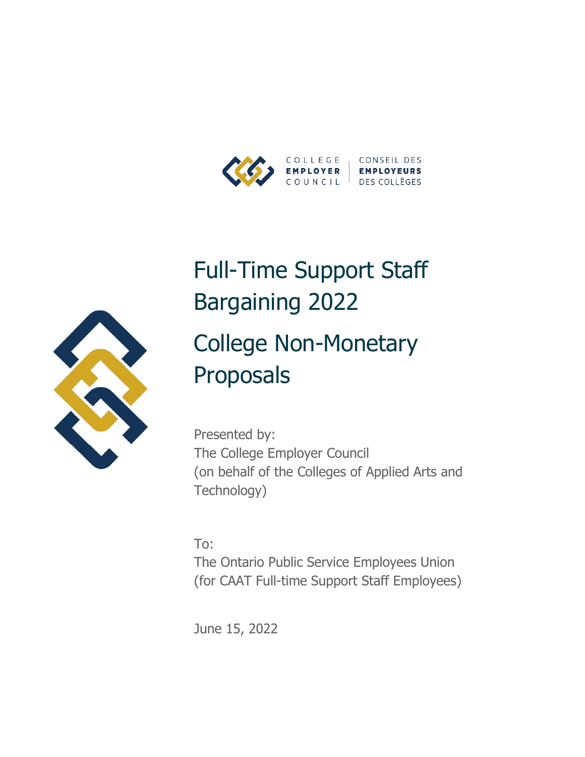COLLEGE EMPLOYER COUNCIL | CONSEIL DES EMPLOYEURS DES COLLÈGES

# Full-Time Support Staff Bargaining 2022

# College Non-Monetary Proposals

Presented by:
The College Employer Council
(on behalf of the Colleges of Applied Arts and Technology)

To:
The Ontario Public Service Employees Union
(for CAAT Full-time Support Staff Employees)

June 15, 2022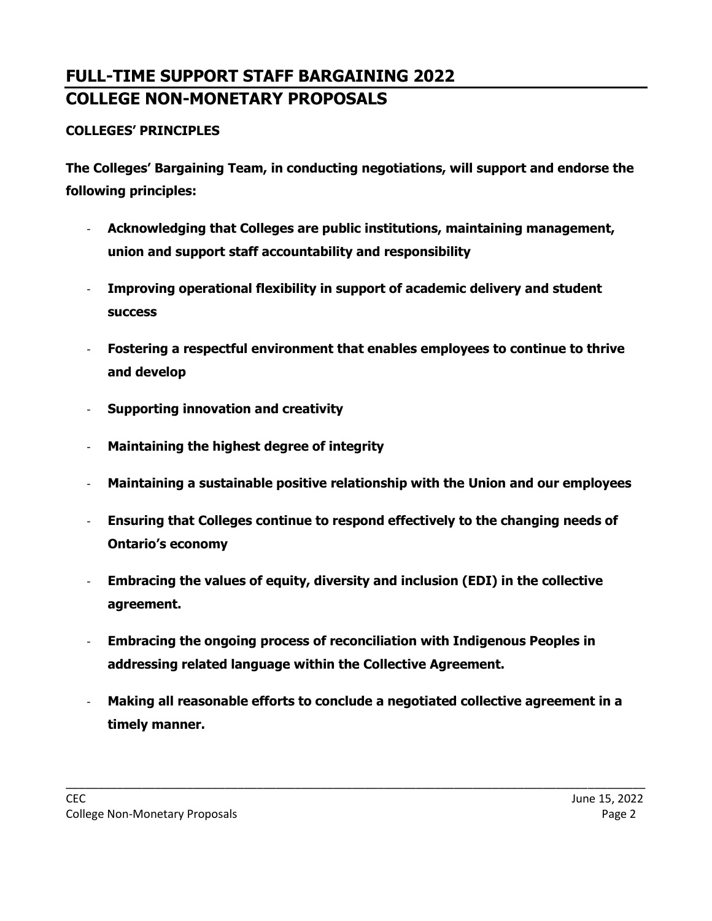# FULL-TIME SUPPORT STAFF BARGAINING 2022

# COLLEGE NON-MONETARY PROPOSALS

**COLLEGES' PRINCIPLES**

**The Colleges' Bargaining Team, in conducting negotiations, will support and endorse the following principles:**

- **Acknowledging that Colleges are public institutions, maintaining management, union and support staff accountability and responsibility**
- **Improving operational flexibility in support of academic delivery and student success**
- **Fostering a respectful environment that enables employees to continue to thrive and develop**
- **Supporting innovation and creativity**
- **Maintaining the highest degree of integrity**
- **Maintaining a sustainable positive relationship with the Union and our employees**
- **Ensuring that Colleges continue to respond effectively to the changing needs of Ontario's economy**
- **Embracing the values of equity, diversity and inclusion (EDI) in the collective agreement.**
- **Embracing the ongoing process of reconciliation with Indigenous Peoples in addressing related language within the Collective Agreement.**
- **Making all reasonable efforts to conclude a negotiated collective agreement in a timely manner.**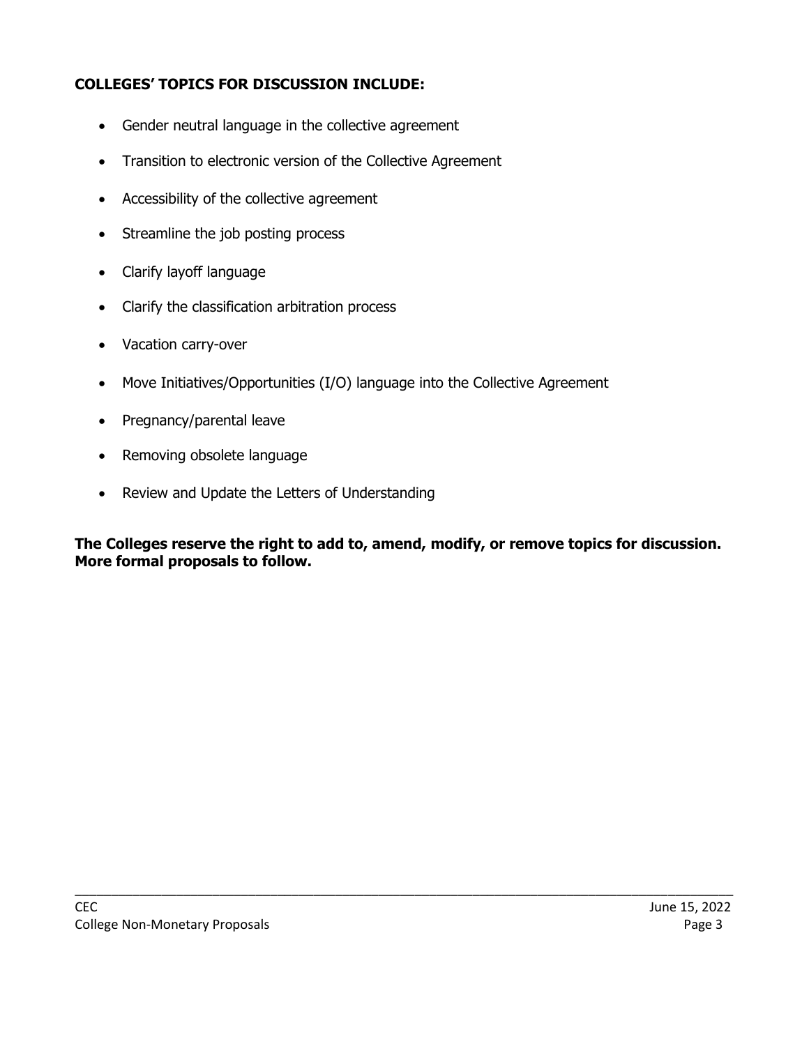**COLLEGES' TOPICS FOR DISCUSSION INCLUDE:**

- Gender neutral language in the collective agreement
- Transition to electronic version of the Collective Agreement
- Accessibility of the collective agreement
- Streamline the job posting process
- Clarify layoff language
- Clarify the classification arbitration process
- Vacation carry-over
- Move Initiatives/Opportunities (I/O) language into the Collective Agreement
- Pregnancy/parental leave
- Removing obsolete language
- Review and Update the Letters of Understanding

**The Colleges reserve the right to add to, amend, modify, or remove topics for discussion. More formal proposals to follow.**